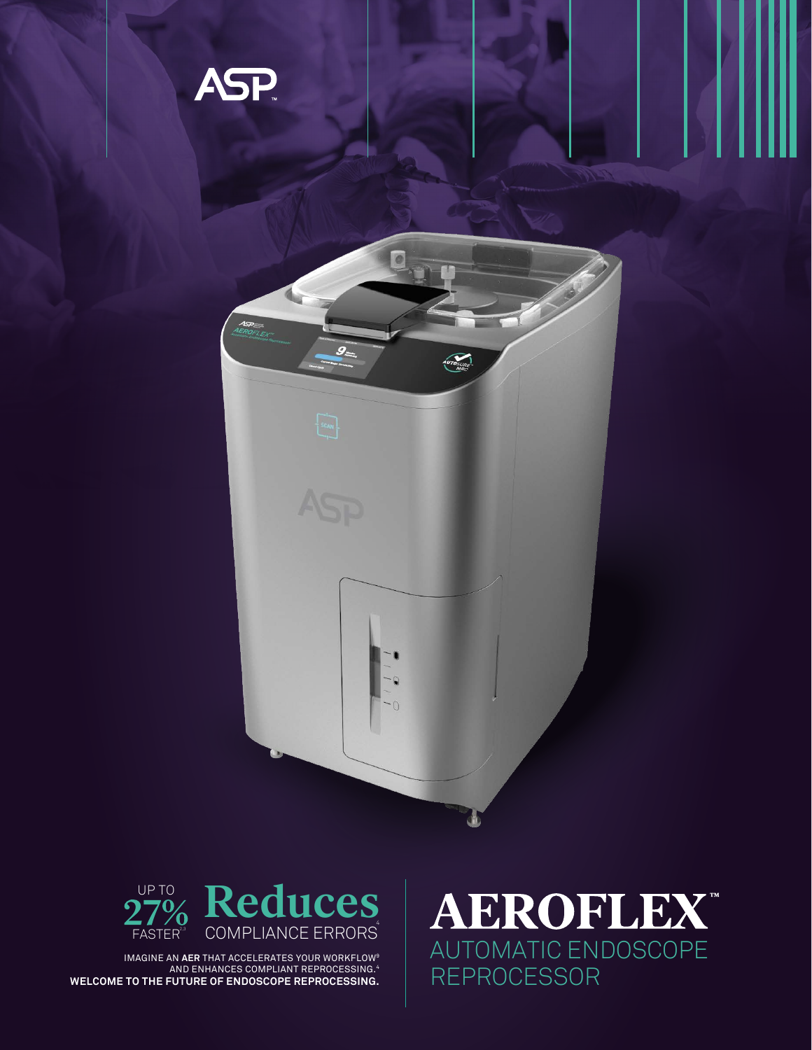ASP™

UP TO **27%** FASTER[2,3]

**Reduces** COMPLIANCE ERRORS[4]

IMAGINE AN **AER** THAT ACCELERATES YOUR WORKFLOW[5] AND ENHANCES COMPLIANT REPROCESSING.[4]
**WELCOME TO THE FUTURE OF ENDOSCOPE REPROCESSING.**

# AEROFLEX™

## AUTOMATIC ENDOSCOPE REPROCESSOR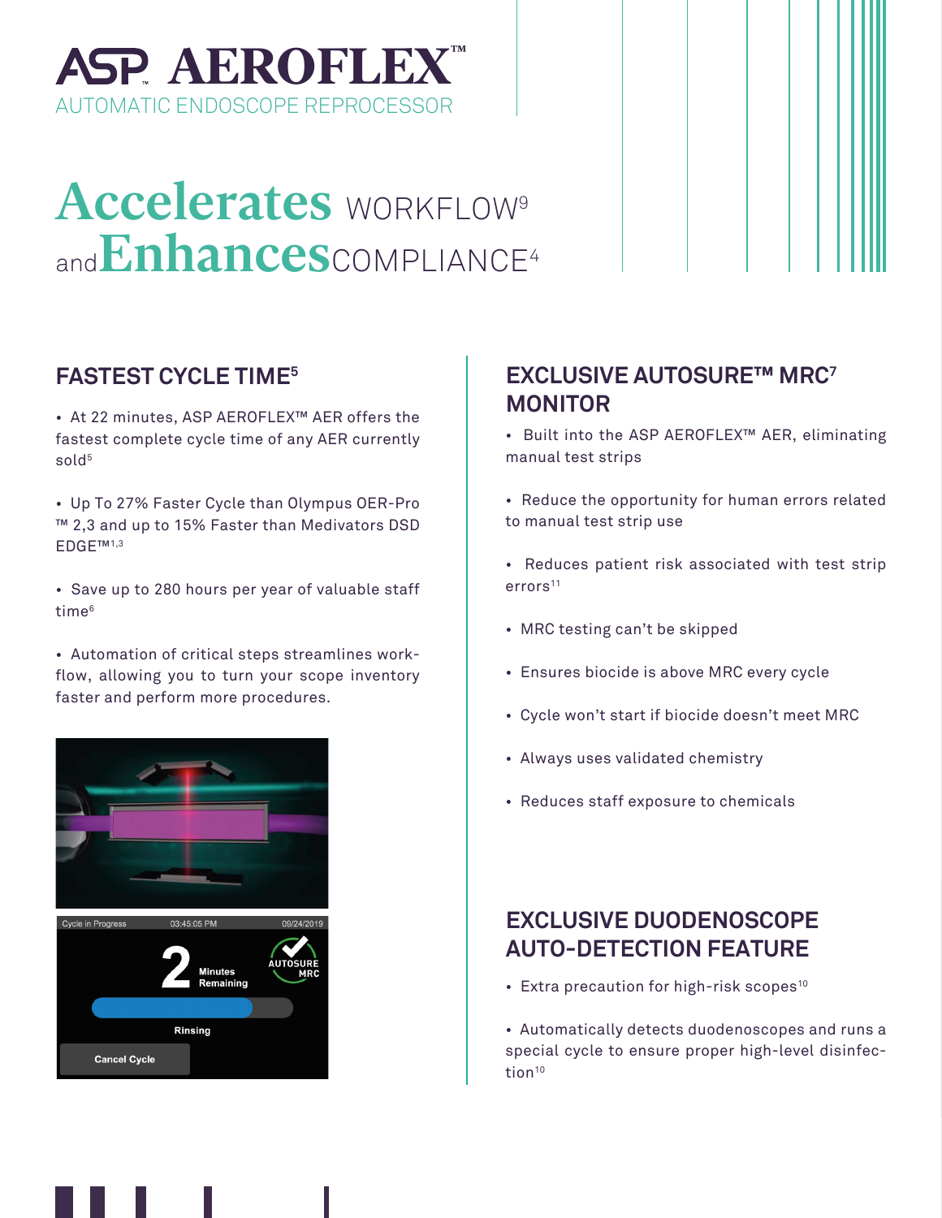# ASP AEROFLEX™

AUTOMATIC ENDOSCOPE REPROCESSOR

## Accelerates WORKFLOW[9] and Enhances COMPLIANCE[4]

### FASTEST CYCLE TIME[5]

- At 22 minutes, ASP AEROFLEX™ AER offers the fastest complete cycle time of any AER currently sold[5]
- Up To 27% Faster Cycle than Olympus OER-Pro ™ 2,3 and up to 15% Faster than Medivators DSD EDGE™[1,3]
- Save up to 280 hours per year of valuable staff time[6]
- Automation of critical steps streamlines workflow, allowing you to turn your scope inventory faster and perform more procedures.

### EXCLUSIVE AUTOSURE™ MRC[7] MONITOR

- Built into the ASP AEROFLEX™ AER, eliminating manual test strips
- Reduce the opportunity for human errors related to manual test strip use
- Reduces patient risk associated with test strip errors[11]
- MRC testing can't be skipped
- Ensures biocide is above MRC every cycle
- Cycle won't start if biocide doesn't meet MRC
- Always uses validated chemistry
- Reduces staff exposure to chemicals

### EXCLUSIVE DUODENOSCOPE AUTO-DETECTION FEATURE

- Extra precaution for high-risk scopes[10]
- Automatically detects duodenoscopes and runs a special cycle to ensure proper high-level disinfection[10]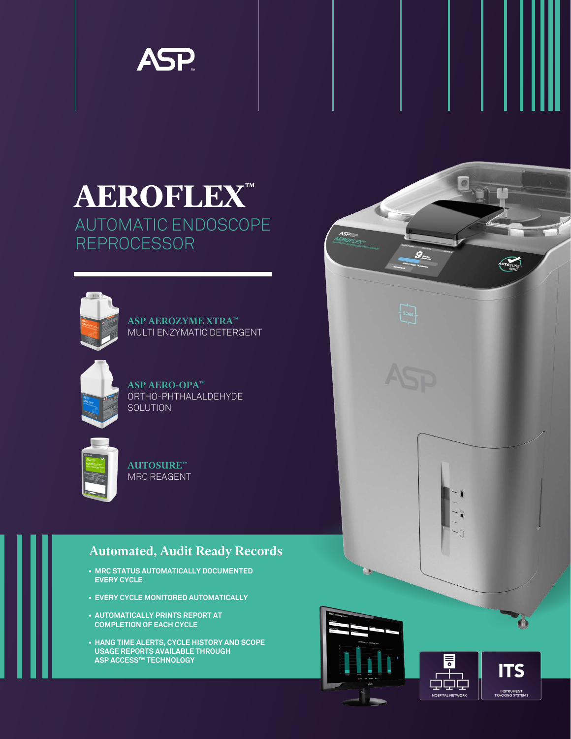ASP™

# AEROFLEX™

## AUTOMATIC ENDOSCOPE REPROCESSOR

**ASP AEROZYME XTRA™**
MULTI ENZYMATIC DETERGENT

**ASP AERO-OPA™**
ORTHO-PHTHALALDEHYDE SOLUTION

**AUTOSURE™**
MRC REAGENT

## Automated, Audit Ready Records

- **MRC STATUS AUTOMATICALLY DOCUMENTED EVERY CYCLE**
- **EVERY CYCLE MONITORED AUTOMATICALLY**
- **AUTOMATICALLY PRINTS REPORT AT COMPLETION OF EACH CYCLE**
- **HANG TIME ALERTS, CYCLE HISTORY AND SCOPE USAGE REPORTS AVAILABLE THROUGH ASP ACCESS™ TECHNOLOGY**

HOSPITAL NETWORK

ITS
INSTRUMENT TRACKING SYSTEMS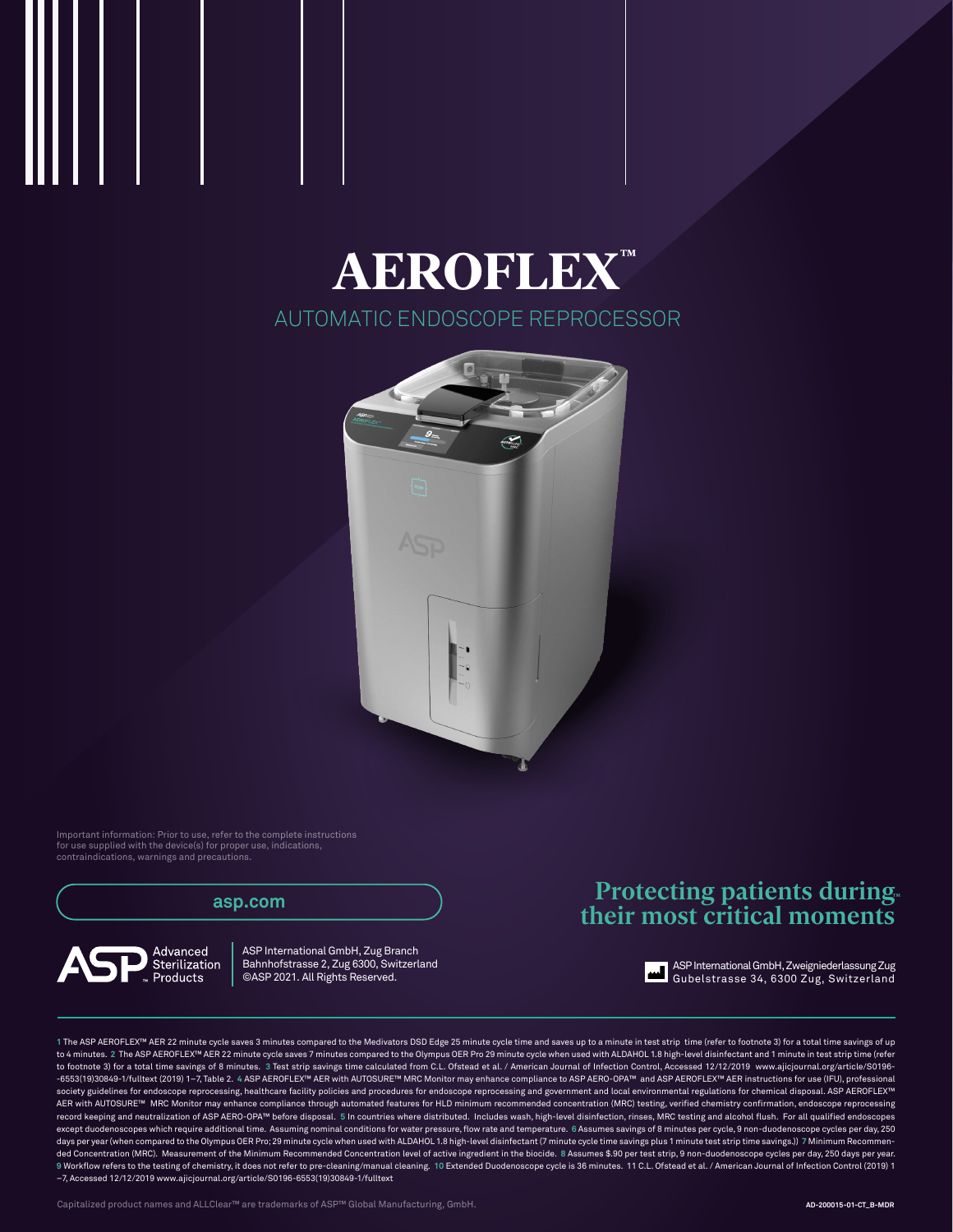# AEROFLEX™

## AUTOMATIC ENDOSCOPE REPROCESSOR

Important information: Prior to use, refer to the complete instructions for use supplied with the device(s) for proper use, indications, contraindications, warnings and precautions.

asp.com

ASP Advanced Sterilization Products

ASP International GmbH, Zug Branch
Bahnhofstrasse 2, Zug 6300, Switzerland
©ASP 2021. All Rights Reserved.

## Protecting patients during their most critical moments™

ASP International GmbH, Zweigniederlassung Zug
Gubelstrasse 34, 6300 Zug, Switzerland

1 The ASP AEROFLEX™ AER 22 minute cycle saves 3 minutes compared to the Medivators DSD Edge 25 minute cycle time and saves up to a minute in test strip time (refer to footnote 3) for a total time savings of up to 4 minutes. 2 The ASP AEROFLEX™ AER 22 minute cycle saves 7 minutes compared to the Olympus OER Pro 29 minute cycle when used with ALDAHOL 1.8 high-level disinfectant and 1 minute in test strip time (refer to footnote 3) for a total time savings of 8 minutes. 3 Test strip savings time calculated from C.L. Ofstead et al. / American Journal of Infection Control, Accessed 12/12/2019 www.ajicjournal.org/article/S0196-6553(19)30849-1/fulltext (2019) 1–7, Table 2. 4 ASP AEROFLEX™ AER with AUTOSURE™ MRC Monitor may enhance compliance to ASP AERO-OPA™ and ASP AEROFLEX™ AER instructions for use (IFU), professional society guidelines for endoscope reprocessing, healthcare facility policies and procedures for endoscope reprocessing and government and local environmental regulations for chemical disposal. ASP AEROFLEX™ AER with AUTOSURE™ MRC Monitor may enhance compliance through automated features for HLD minimum recommended concentration (MRC) testing, verified chemistry confirmation, endoscope reprocessing record keeping and neutralization of ASP AERO-OPA™ before disposal. 5 In countries where distributed. Includes wash, high-level disinfection, rinses, MRC testing and alcohol flush. For all qualified endoscopes except duodenoscopes which require additional time. Assuming nominal conditions for water pressure, flow rate and temperature. 6 Assumes savings of 8 minutes per cycle, 9 non-duodenoscope cycles per day, 250 days per year (when compared to the Olympus OER Pro; 29 minute cycle when used with ALDAHOL 1.8 high-level disinfectant (7 minute cycle time savings plus 1 minute test strip time savings.)) 7 Minimum Recommended Concentration (MRC). Measurement of the Minimum Recommended Concentration level of active ingredient in the biocide. 8 Assumes $.90 per test strip, 9 non-duodenoscope cycles per day, 250 days per year. 9 Workflow refers to the testing of chemistry, it does not refer to pre-cleaning/manual cleaning. 10 Extended Duodenoscope cycle is 36 minutes. 11 C.L. Ofstead et al. / American Journal of Infection Control (2019) 1–7, Accessed 12/12/2019 www.ajicjournal.org/article/S0196-6553(19)30849-1/fulltext

Capitalized product names and ALLClear™ are trademarks of ASP™ Global Manufacturing, GmbH.

AD-200015-01-CT_B-MDR